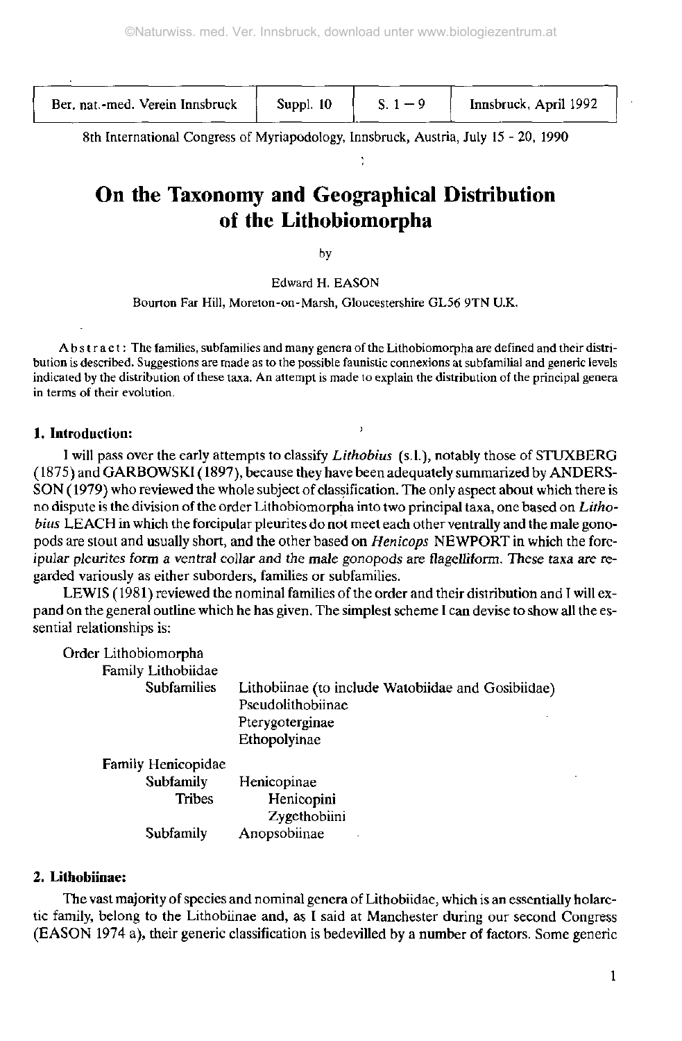8th International Congress of Myriapodology, Innsbruck, Austria, July 15 - 20, 1990

# On the Taxonomy and Geographical Distribution of the Lithobiomorpha

by

Edward H. EASON

Bourton Far Hill, Moreton-on-Marsh, Gloucestershire GL56 9TN U.K.

Abstract: The families, subfamilies and many genera of the Lithobiomorpha are defined and their distribution is described. Suggestions are made as to the possible faunistic connexions at subfamilial and generic levels indicated by the distribution of these taxa. An attempt is made to explain the distribution of the principal genera in terms of their evolution.

## 1. Introduction:

I will pass over the early attempts to classify *Lithobius* (s.l.), notably those of STUXBERG (1875) and GARBOWSKI (1897), because they have been adequately summarized by ANDERSSON (1979) who reviewed the whole subject of classification. The only aspect about which there is no dispute is the division of the order Lithobiomorpha into two principal taxa, one based on *Lithobius* LEACH in which the forcipular pleurites do not meet each other ventrally and the male gonopods are stout and usually short, and the other based on *Henicops* NEWPORT in which the forcipular pleurites form a ventral collar and the male gonopods are flagelliform. These taxa are regarded variously as either suborders, families or subfamilies.

LEWIS (1981) reviewed the nominal families of the order and their distribution and I will expand on the general outline which he has given. The simplest scheme I can devise to show all the essential relationships is:

Order Lithobiomorpha
- Family Lithobiidae
  - Subfamilies
    - Lithobiinae (to include Watobiidae and Gosibiidae)
    - Pseudolithobiinae
    - Pterygoterginae
    - Ethopolyinae
- Family Henicopidae
  - Subfamily Henicopinae
    - Tribes
      - Henicopini
      - Zygethobiini
  - Subfamily Anopsobiinae

## 2. Lithobiinae:

The vast majority of species and nominal genera of Lithobiidae, which is an essentially holarctic family, belong to the Lithobiinae and, as I said at Manchester during our second Congress (EASON 1974 a), their generic classification is bedevilled by a number of factors. Some generic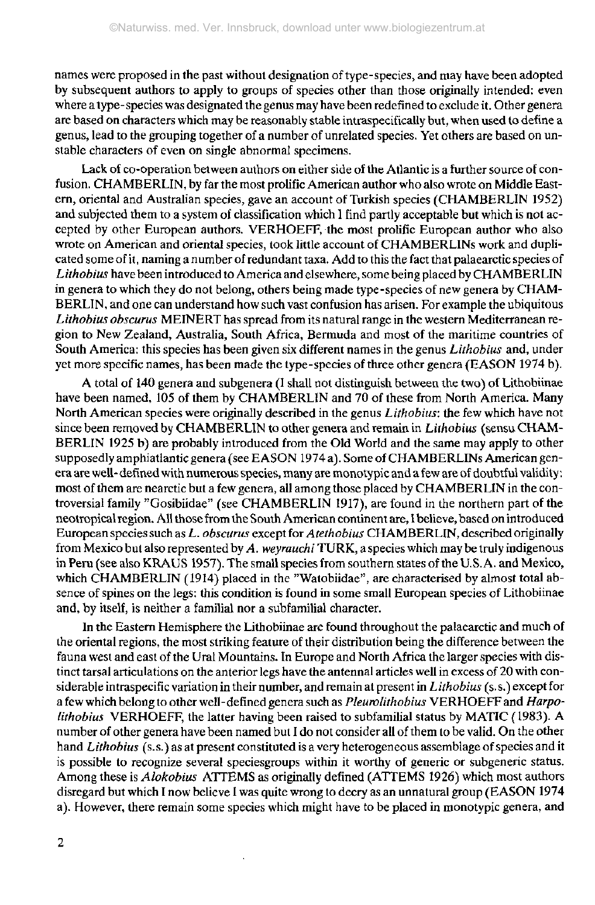names were proposed in the past without designation of type-species, and may have been adopted by subsequent authors to apply to groups of species other than those originally intended: even where a type-species was designated the genus may have been redefined to exclude it. Other genera are based on characters which may be reasonably stable intraspecifically but, when used to define a genus, lead to the grouping together of a number of unrelated species. Yet others are based on unstable characters of even on single abnormal specimens.

Lack of co-operation between authors on either side of the Atlantic is a further source of confusion. CHAMBERLIN, by far the most prolific American author who also wrote on Middle Eastern, oriental and Australian species, gave an account of Turkish species (CHAMBERLIN 1952) and subjected them to a system of classification which I find partly acceptable but which is not accepted by other European authors. VERHOEFF, the most prolific European author who also wrote on American and oriental species, took little account of CHAMBERLINs work and duplicated some of it, naming a number of redundant taxa. Add to this the fact that palaearctic species of *Lithobius* have been introduced to America and elsewhere, some being placed by CHAMBERLIN in genera to which they do not belong, others being made type-species of new genera by CHAMBERLIN, and one can understand how such vast confusion has arisen. For example the ubiquitous *Lithobius obscurus* MEINERT has spread from its natural range in the western Mediterranean region to New Zealand, Australia, South Africa, Bermuda and most of the maritime countries of South America: this species has been given six different names in the genus *Lithobius* and, under yet more specific names, has been made the type-species of three other genera (EASON 1974 b).

A total of 140 genera and subgenera (I shall not distinguish between the two) of Lithobiinae have been named, 105 of them by CHAMBERLIN and 70 of these from North America. Many North American species were originally described in the genus *Lithobius*: the few which have not since been removed by CHAMBERLIN to other genera and remain in *Lithobius* (sensu CHAMBERLIN 1925 b) are probably introduced from the Old World and the same may apply to other supposedly amphiatlantic genera (see EASON 1974 a). Some of CHAMBERLINs American genera are well-defined with numerous species, many are monotypic and a few are of doubtful validity: most of them are nearctic but a few genera, all among those placed by CHAMBERLIN in the controversial family "Gosibiidae" (see CHAMBERLIN 1917), are found in the northern part of the neotropical region. All those from the South American continent are, I believe, based on introduced European species such as *L. obscurus* except for *Atethobius* CHAMBERLIN, described originally from Mexico but also represented by *A. weyrauchi* TURK, a species which may be truly indigenous in Peru (see also KRAUS 1957). The small species from southern states of the U.S.A. and Mexico, which CHAMBERLIN (1914) placed in the "Watobiidae", are characterised by almost total absence of spines on the legs: this condition is found in some small European species of Lithobiinae and, by itself, is neither a familial nor a subfamilial character.

In the Eastern Hemisphere the Lithobiinae are found throughout the palaearctic and much of the oriental regions, the most striking feature of their distribution being the difference between the fauna west and east of the Ural Mountains. In Europe and North Africa the larger species with distinct tarsal articulations on the anterior legs have the antennal articles well in excess of 20 with considerable intraspecific variation in their number, and remain at present in *Lithobius* (s.s.) except for a few which belong to other well-defined genera such as *Pleurolithobius* VERHOEFF and *Harpolithobius* VERHOEFF, the latter having been raised to subfamilial status by MATIC (1983). A number of other genera have been named but I do not consider all of them to be valid. On the other hand *Lithobius* (s.s.) as at present constituted is a very heterogeneous assemblage of species and it is possible to recognize several speciesgroups within it worthy of generic or subgeneric status. Among these is *Alokobius* ATTEMS as originally defined (ATTEMS 1926) which most authors disregard but which I now believe I was quite wrong to decry as an unnatural group (EASON 1974 a). However, there remain some species which might have to be placed in monotypic genera, and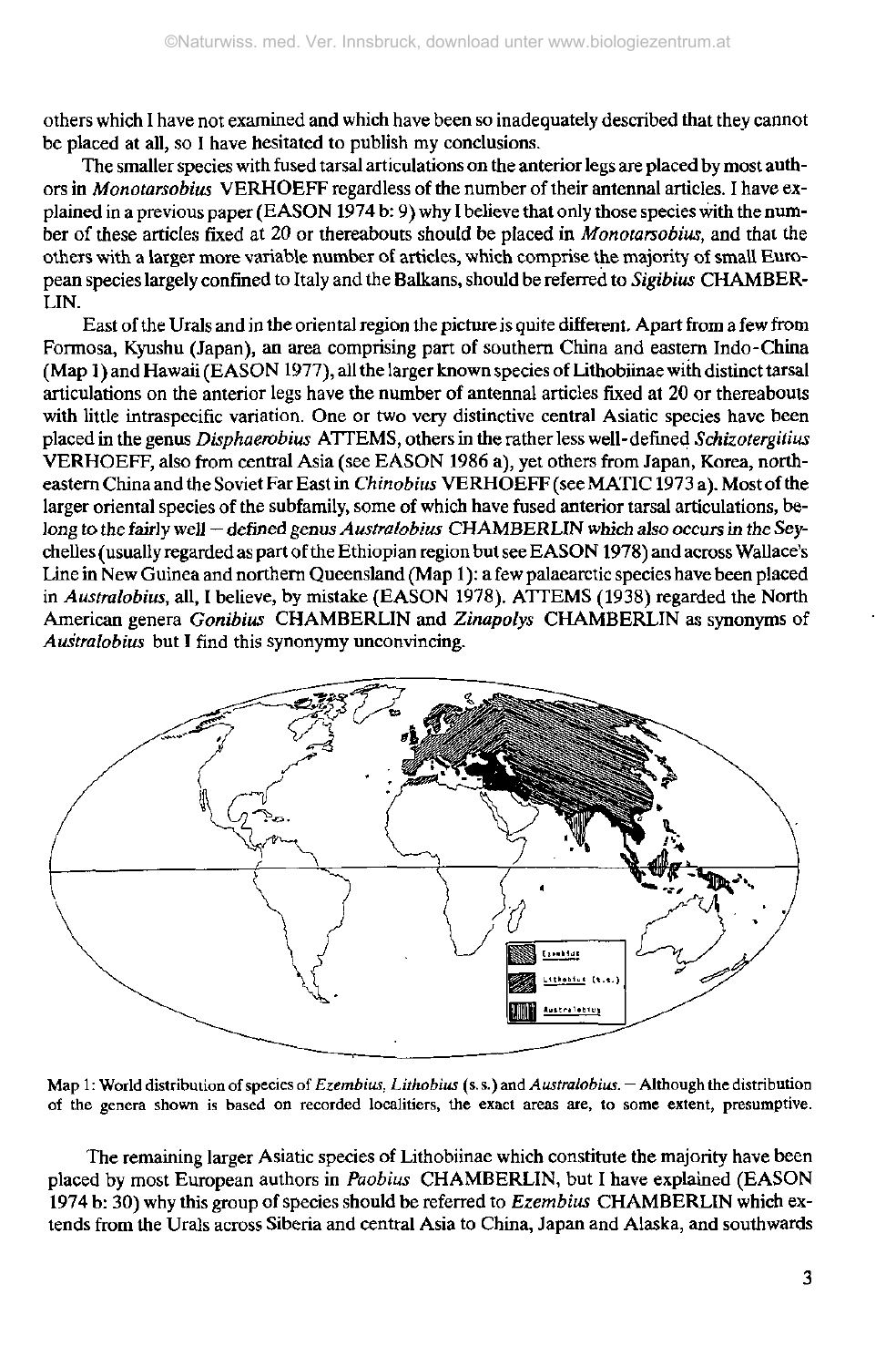others which I have not examined and which have been so inadequately described that they cannot be placed at all, so I have hesitated to publish my conclusions.

The smaller species with fused tarsal articulations on the anterior legs are placed by most authors in *Monotarsobius* VERHOEFF regardless of the number of their antennal articles. I have explained in a previous paper (EASON 1974 b: 9) why I believe that only those species with the number of these articles fixed at 20 or thereabouts should be placed in *Monotarsobius*, and that the others with a larger more variable number of articles, which comprise the majority of small European species largely confined to Italy and the Balkans, should be referred to *Sigibius* CHAMBERLIN.

East of the Urals and in the oriental region the picture is quite different. Apart from a few from Formosa, Kyushu (Japan), an area comprising part of southern China and eastern Indo-China (Map 1) and Hawaii (EASON 1977), all the larger known species of Lithobiinae with distinct tarsal articulations on the anterior legs have the number of antennal articles fixed at 20 or thereabouts with little intraspecific variation. One or two very distinctive central Asiatic species have been placed in the genus *Disphaerobius* ATTEMS, others in the rather less well-defined *Schizotergitius* VERHOEFF, also from central Asia (see EASON 1986 a), yet others from Japan, Korea, north-eastern China and the Soviet Far East in *Chinobius* VERHOEFF (see MATIC 1973 a). Most of the larger oriental species of the subfamily, some of which have fused anterior tarsal articulations, belong to the fairly well – defined genus *Australobius* CHAMBERLIN which also occurs in the Seychelles (usually regarded as part of the Ethiopian region but see EASON 1978) and across Wallace's Line in New Guinea and northern Queensland (Map 1): a few palaearctic species have been placed in *Australobius*, all, I believe, by mistake (EASON 1978). ATTEMS (1938) regarded the North American genera *Gonibius* CHAMBERLIN and *Zinapolys* CHAMBERLIN as synonyms of *Australobius* but I find this synonymy unconvincing.

Map 1: World distribution of species of *Ezembius*, *Lithobius* (s. s.) and *Australobius*. – Although the distribution of the genera shown is based on recorded localitiers, the exact areas are, to some extent, presumptive.

The remaining larger Asiatic species of Lithobiinae which constitute the majority have been placed by most European authors in *Paobius* CHAMBERLIN, but I have explained (EASON 1974 b: 30) why this group of species should be referred to *Ezembius* CHAMBERLIN which extends from the Urals across Siberia and central Asia to China, Japan and Alaska, and southwards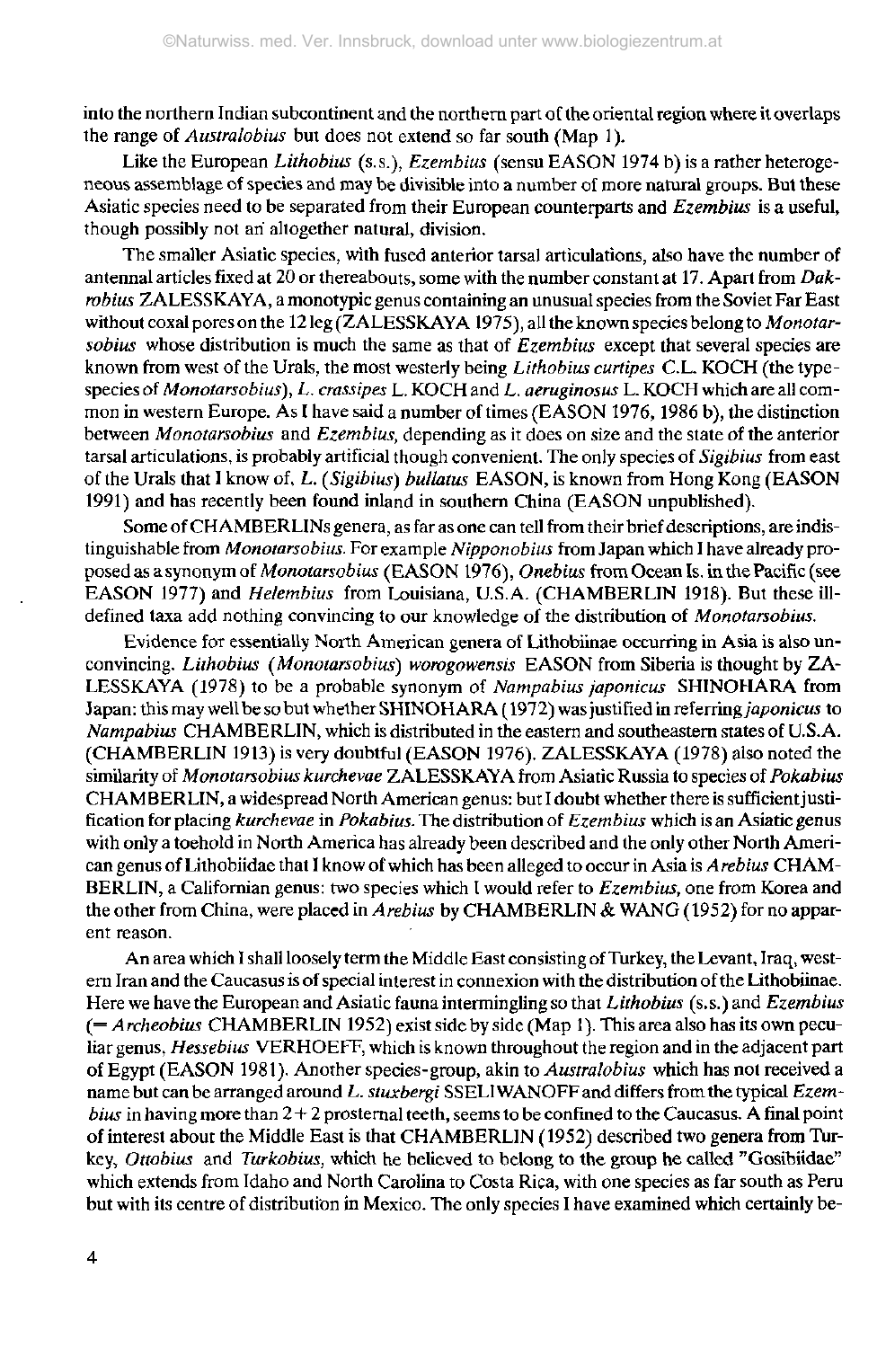into the northern Indian subcontinent and the northern part of the oriental region where it overlaps the range of *Australobius* but does not extend so far south (Map 1).

Like the European *Lithobius* (s.s.), *Ezembius* (sensu EASON 1974 b) is a rather heterogeneous assemblage of species and may be divisible into a number of more natural groups. But these Asiatic species need to be separated from their European counterparts and *Ezembius* is a useful, though possibly not an altogether natural, division.

The smaller Asiatic species, with fused anterior tarsal articulations, also have the number of antennal articles fixed at 20 or thereabouts, some with the number constant at 17. Apart from *Dakrobius* ZALESSKAYA, a monotypic genus containing an unusual species from the Soviet Far East without coxal pores on the 12 leg (ZALESSKAYA 1975), all the known species belong to *Monotarsobius* whose distribution is much the same as that of *Ezembius* except that several species are known from west of the Urals, the most westerly being *Lithobius curtipes* C.L. KOCH (the type-species of *Monotarsobius*), *L. crassipes* L. KOCH and *L. aeruginosus* L. KOCH which are all common in western Europe. As I have said a number of times (EASON 1976, 1986 b), the distinction between *Monotarsobius* and *Ezembius*, depending as it does on size and the state of the anterior tarsal articulations, is probably artificial though convenient. The only species of *Sigibius* from east of the Urals that I know of, *L.* (*Sigibius*) *bullatus* EASON, is known from Hong Kong (EASON 1991) and has recently been found inland in southern China (EASON unpublished).

Some of CHAMBERLINs genera, as far as one can tell from their brief descriptions, are indistinguishable from *Monotarsobius*. For example *Nipponobius* from Japan which I have already proposed as a synonym of *Monotarsobius* (EASON 1976), *Onebius* from Ocean Is. in the Pacific (see EASON 1977) and *Helembius* from Louisiana, U.S.A. (CHAMBERLIN 1918). But these ill-defined taxa add nothing convincing to our knowledge of the distribution of *Monotarsobius*.

Evidence for essentially North American genera of Lithobiinae occurring in Asia is also unconvincing. *Lithobius* (*Monotarsobius*) *worogowensis* EASON from Siberia is thought by ZALESSKAYA (1978) to be a probable synonym of *Nampabius japonicus* SHINOHARA from Japan: this may well be so but whether SHINOHARA (1972) was justified in referring *japonicus* to *Nampabius* CHAMBERLIN, which is distributed in the eastern and southeastern states of U.S.A. (CHAMBERLIN 1913) is very doubtful (EASON 1976). ZALESSKAYA (1978) also noted the similarity of *Monotarsobius kurchevae* ZALESSKAYA from Asiatic Russia to species of *Pokabius* CHAMBERLIN, a widespread North American genus: but I doubt whether there is sufficient justification for placing *kurchevae* in *Pokabius*. The distribution of *Ezembius* which is an Asiatic genus with only a toehold in North America has already been described and the only other North American genus of Lithobiidae that I know of which has been alleged to occur in Asia is *Arebius* CHAMBERLIN, a Californian genus: two species which I would refer to *Ezembius*, one from Korea and the other from China, were placed in *Arebius* by CHAMBERLIN & WANG (1952) for no apparent reason.

An area which I shall loosely term the Middle East consisting of Turkey, the Levant, Iraq, western Iran and the Caucasus is of special interest in connexion with the distribution of the Lithobiinae. Here we have the European and Asiatic fauna intermingling so that *Lithobius* (s.s.) and *Ezembius* (= *Archeobius* CHAMBERLIN 1952) exist side by side (Map 1). This area also has its own peculiar genus, *Hessebius* VERHOEFF, which is known throughout the region and in the adjacent part of Egypt (EASON 1981). Another species-group, akin to *Australobius* which has not received a name but can be arranged around *L. stuxbergi* SSELIWANOFF and differs from the typical *Ezembius* in having more than 2 + 2 prosternal teeth, seems to be confined to the Caucasus. A final point of interest about the Middle East is that CHAMBERLIN (1952) described two genera from Turkey, *Ottobius* and *Turkobius*, which he believed to belong to the group he called "Gosibiidae" which extends from Idaho and North Carolina to Costa Rica, with one species as far south as Peru but with its centre of distribution in Mexico. The only species I have examined which certainly be-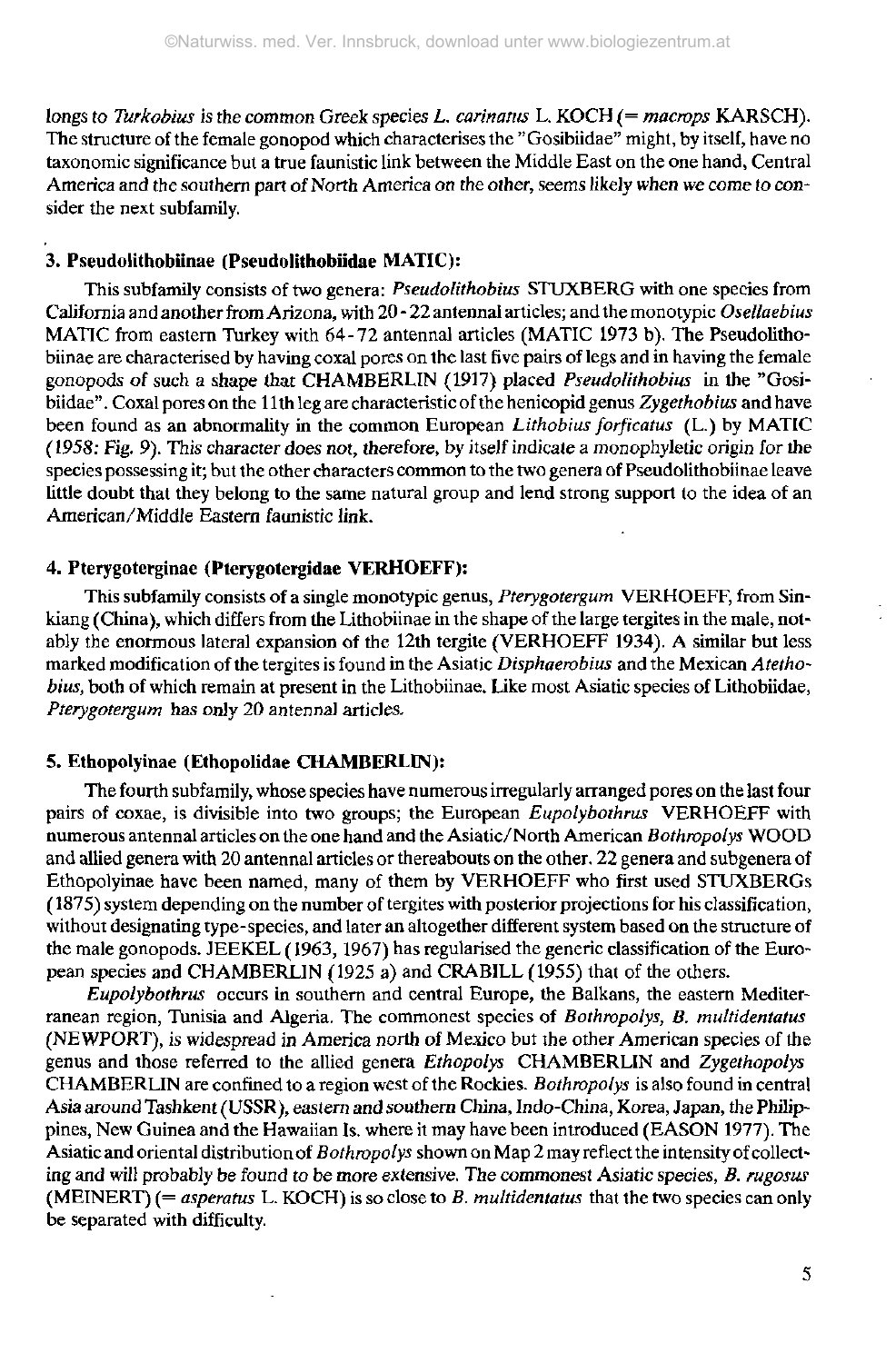longs to *Turkobius* is the common Greek species *L. carinatus* L. KOCH (= *macrops* KARSCH). The structure of the female gonopod which characterises the "Gosibiidae" might, by itself, have no taxonomic significance but a true faunistic link between the Middle East on the one hand, Central America and the southern part of North America on the other, seems likely when we come to consider the next subfamily.

### 3. Pseudolithobiinae (Pseudolithobiidae MATIC):

This subfamily consists of two genera: *Pseudolithobius* STUXBERG with one species from California and another from Arizona, with 20 - 22 antennal articles; and the monotypic *Osellaebius* MATIC from eastern Turkey with 64 - 72 antennal articles (MATIC 1973 b). The Pseudolithobiinae are characterised by having coxal pores on the last five pairs of legs and in having the female gonopods of such a shape that CHAMBERLIN (1917) placed *Pseudolithobius* in the "Gosibiidae". Coxal pores on the 11th leg are characteristic of the henicopid genus *Zygethobius* and have been found as an abnormality in the common European *Lithobius forficatus* (L.) by MATIC (1958: Fig. 9). This character does not, therefore, by itself indicate a monophyletic origin for the species possessing it; but the other characters common to the two genera of Pseudolithobiinae leave little doubt that they belong to the same natural group and lend strong support to the idea of an American/Middle Eastern faunistic link.

### 4. Pterygoterginae (Pterygotergidae VERHOEFF):

This subfamily consists of a single monotypic genus, *Pterygotergum* VERHOEFF, from Sinkiang (China), which differs from the Lithobiinae in the shape of the large tergites in the male, notably the enormous lateral expansion of the 12th tergite (VERHOEFF 1934). A similar but less marked modification of the tergites is found in the Asiatic *Disphaerobius* and the Mexican *Atethobius*, both of which remain at present in the Lithobiinae. Like most Asiatic species of Lithobiidae, *Pterygotergum* has only 20 antennal articles.

### 5. Ethopolyinae (Ethopolidae CHAMBERLIN):

The fourth subfamily, whose species have numerous irregularly arranged pores on the last four pairs of coxae, is divisible into two groups; the European *Eupolybothrus* VERHOEFF with numerous antennal articles on the one hand and the Asiatic/North American *Bothropolys* WOOD and allied genera with 20 antennal articles or thereabouts on the other. 22 genera and subgenera of Ethopolyinae have been named, many of them by VERHOEFF who first used STUXBERGs (1875) system depending on the number of tergites with posterior projections for his classification, without designating type-species, and later an altogether different system based on the structure of the male gonopods. JEEKEL (1963, 1967) has regularised the generic classification of the European species and CHAMBERLIN (1925 a) and CRABILL (1955) that of the others.

*Eupolybothrus* occurs in southern and central Europe, the Balkans, the eastern Mediterranean region, Tunisia and Algeria. The commonest species of *Bothropolys*, *B. multidentatus* (NEWPORT), is widespread in America north of Mexico but the other American species of the genus and those referred to the allied genera *Ethopolys* CHAMBERLIN and *Zygethopolys* CHAMBERLIN are confined to a region west of the Rockies. *Bothropolys* is also found in central Asia around Tashkent (USSR), eastern and southern China, Indo-China, Korea, Japan, the Philippines, New Guinea and the Hawaiian Is. where it may have been introduced (EASON 1977). The Asiatic and oriental distribution of *Bothropolys* shown on Map 2 may reflect the intensity of collecting and will probably be found to be more extensive. The commonest Asiatic species, *B. rugosus* (MEINERT) (= *asperatus* L. KOCH) is so close to *B. multidentatus* that the two species can only be separated with difficulty.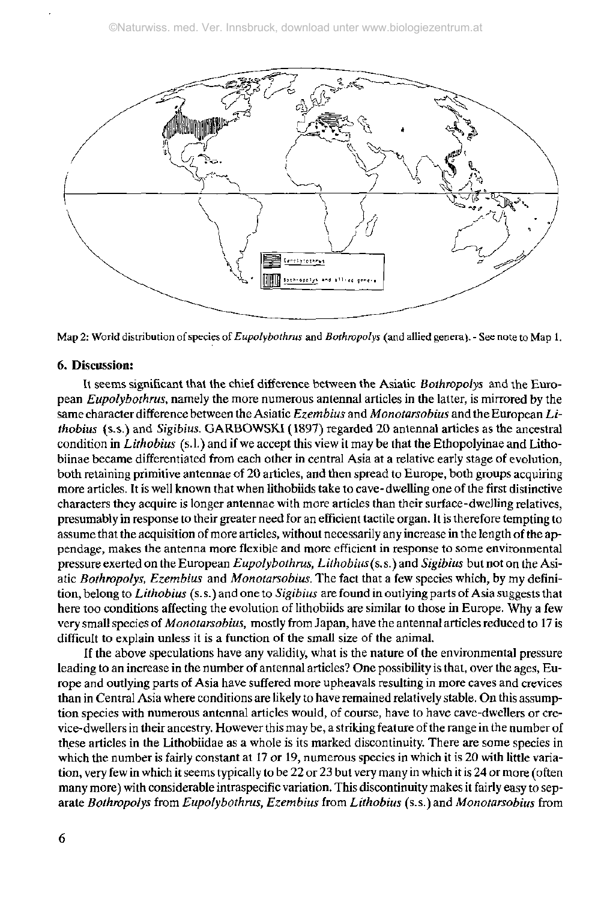Map 2: World distribution of species of *Eupolybothrus* and *Bothropolys* (and allied genera). - See note to Map 1.

## 6. Discussion:

It seems significant that the chief difference between the Asiatic *Bothropolys* and the European *Eupolybothrus*, namely the more numerous antennal articles in the latter, is mirrored by the same character difference between the Asiatic *Ezembius* and *Monotarsobius* and the European *Lithobius* (s.s.) and *Sigibius*. GARBOWSKI (1897) regarded 20 antennal articles as the ancestral condition in *Lithobius* (s.l.) and if we accept this view it may be that the Ethopolyinae and Lithobiinae became differentiated from each other in central Asia at a relative early stage of evolution, both retaining primitive antennae of 20 articles, and then spread to Europe, both groups acquiring more articles. It is well known that when lithobiids take to cave-dwelling one of the first distinctive characters they acquire is longer antennae with more articles than their surface-dwelling relatives, presumably in response to their greater need for an efficient tactile organ. It is therefore tempting to assume that the acquisition of more articles, without necessarily any increase in the length of the appendage, makes the antenna more flexible and more efficient in response to some environmental pressure exerted on the European *Eupolybothrus*, *Lithobius* (s.s.) and *Sigibius* but not on the Asiatic *Bothropolys*, *Ezembius* and *Monotarsobius*. The fact that a few species which, by my definition, belong to *Lithobius* (s.s.) and one to *Sigibius* are found in outlying parts of Asia suggests that here too conditions affecting the evolution of lithobiids are similar to those in Europe. Why a few very small species of *Monotarsobius*, mostly from Japan, have the antennal articles reduced to 17 is difficult to explain unless it is a function of the small size of the animal.

If the above speculations have any validity, what is the nature of the environmental pressure leading to an increase in the number of antennal articles? One possibility is that, over the ages, Europe and outlying parts of Asia have suffered more upheavals resulting in more caves and crevices than in Central Asia where conditions are likely to have remained relatively stable. On this assumption species with numerous antennal articles would, of course, have to have cave-dwellers or crevice-dwellers in their ancestry. However this may be, a striking feature of the range in the number of these articles in the Lithobiidae as a whole is its marked discontinuity. There are some species in which the number is fairly constant at 17 or 19, numerous species in which it is 20 with little variation, very few in which it seems typically to be 22 or 23 but very many in which it is 24 or more (often many more) with considerable intraspecific variation. This discontinuity makes it fairly easy to separate *Bothropolys* from *Eupolybothrus*, *Ezembius* from *Lithobius* (s.s.) and *Monotarsobius* from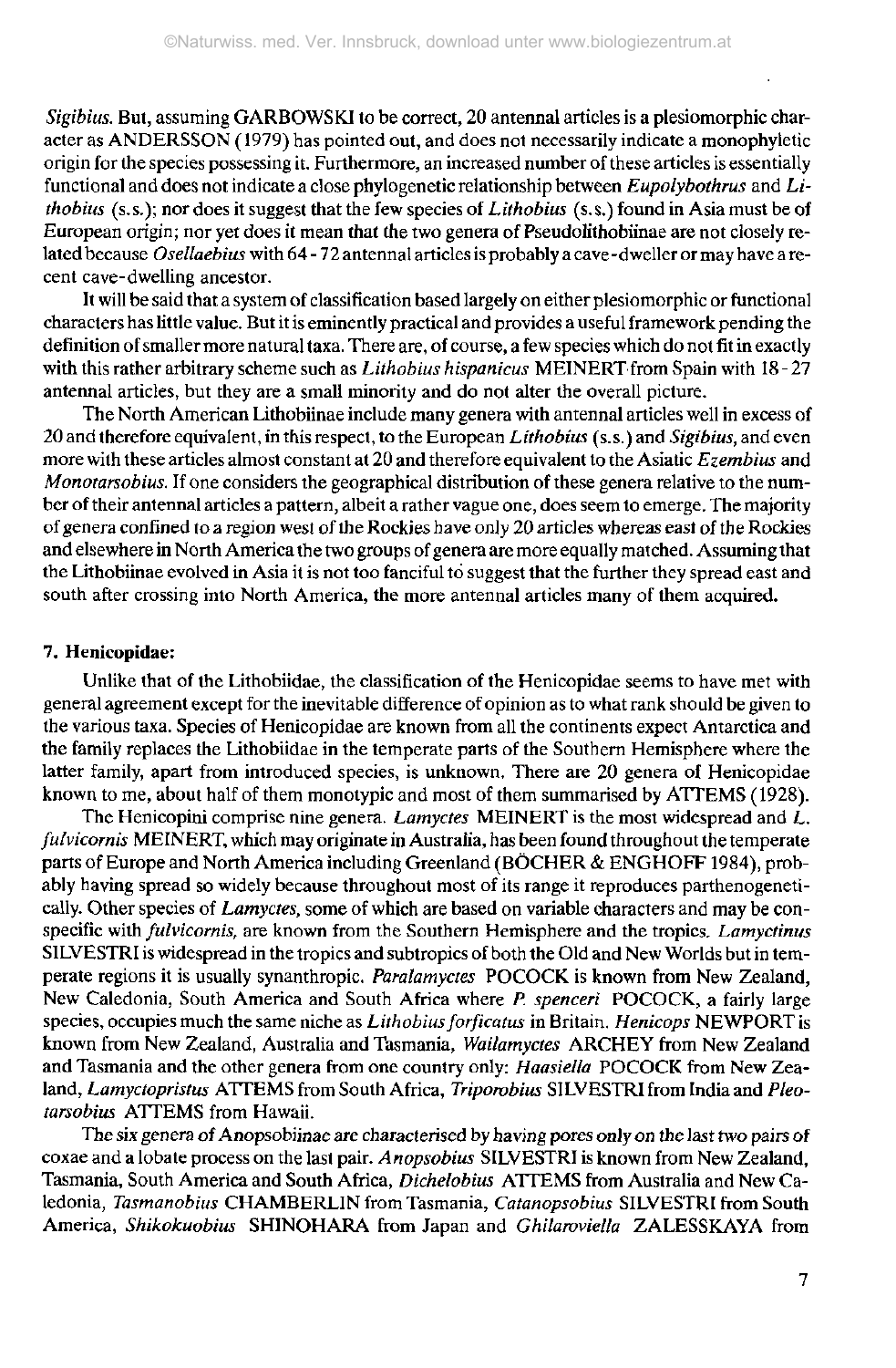*Sigibius*. But, assuming GARBOWSKI to be correct, 20 antennal articles is a plesiomorphic character as ANDERSSON (1979) has pointed out, and does not necessarily indicate a monophyletic origin for the species possessing it. Furthermore, an increased number of these articles is essentially functional and does not indicate a close phylogenetic relationship between *Eupolybothrus* and *Lithobius* (s. s.); nor does it suggest that the few species of *Lithobius* (s. s.) found in Asia must be of European origin; nor yet does it mean that the two genera of Pseudolithobiinae are not closely related because *Osellaebius* with 64 - 72 antennal articles is probably a cave-dweller or may have a recent cave-dwelling ancestor.

It will be said that a system of classification based largely on either plesiomorphic or functional characters has little value. But it is eminently practical and provides a useful framework pending the definition of smaller more natural taxa. There are, of course, a few species which do not fit in exactly with this rather arbitrary scheme such as *Lithobius hispanicus* MEINERT from Spain with 18 - 27 antennal articles, but they are a small minority and do not alter the overall picture.

The North American Lithobiinae include many genera with antennal articles well in excess of 20 and therefore equivalent, in this respect, to the European *Lithobius* (s. s.) and *Sigibius*, and even more with these articles almost constant at 20 and therefore equivalent to the Asiatic *Ezembius* and *Monotarsobius*. If one considers the geographical distribution of these genera relative to the number of their antennal articles a pattern, albeit a rather vague one, does seem to emerge. The majority of genera confined to a region west of the Rockies have only 20 articles whereas east of the Rockies and elsewhere in North America the two groups of genera are more equally matched. Assuming that the Lithobiinae evolved in Asia it is not too fanciful to suggest that the further they spread east and south after crossing into North America, the more antennal articles many of them acquired.

#### 7. Henicopidae:

Unlike that of the Lithobiidae, the classification of the Henicopidae seems to have met with general agreement except for the inevitable difference of opinion as to what rank should be given to the various taxa. Species of Henicopidae are known from all the continents expect Antarctica and the family replaces the Lithobiidae in the temperate parts of the Southern Hemisphere where the latter family, apart from introduced species, is unknown. There are 20 genera of Henicopidae known to me, about half of them monotypic and most of them summarised by ATTEMS (1928).

The Henicopini comprise nine genera. *Lamyctes* MEINERT is the most widespread and *L. fulvicornis* MEINERT, which may originate in Australia, has been found throughout the temperate parts of Europe and North America including Greenland (BÖCHER & ENGHOFF 1984), probably having spread so widely because throughout most of its range it reproduces parthenogenetically. Other species of *Lamyctes*, some of which are based on variable characters and may be conspecific with *fulvicornis*, are known from the Southern Hemisphere and the tropics. *Lamyctinus* SILVESTRI is widespread in the tropics and subtropics of both the Old and New Worlds but in temperate regions it is usually synanthropic. *Paralamyctes* POCOCK is known from New Zealand, New Caledonia, South America and South Africa where *P. spenceri* POCOCK, a fairly large species, occupies much the same niche as *Lithobius forficatus* in Britain. *Henicops* NEWPORT is known from New Zealand, Australia and Tasmania, *Wailamyctes* ARCHEY from New Zealand and Tasmania and the other genera from one country only: *Haasiella* POCOCK from New Zealand, *Lamyctopristus* ATTEMS from South Africa, *Triporobius* SILVESTRI from India and *Pleotarsobius* ATTEMS from Hawaii.

The six genera of Anopsobiinae are characterised by having pores only on the last two pairs of coxae and a lobate process on the last pair. *Anopsobius* SILVESTRI is known from New Zealand, Tasmania, South America and South Africa, *Dichelobius* ATTEMS from Australia and New Caledonia, *Tasmanobius* CHAMBERLIN from Tasmania, *Catanopsobius* SILVESTRI from South America, *Shikokuobius* SHINOHARA from Japan and *Ghilaroviella* ZALESSKAYA from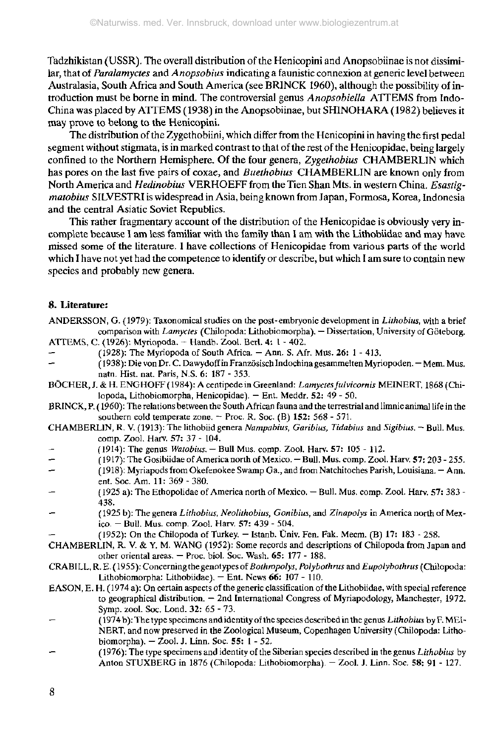Tadzhikistan (USSR). The overall distribution of the Henicopini and Anopsobiinae is not dissimilar, that of *Paralamyctes* and *Anopsobius* indicating a faunistic connexion at generic level between Australasia, South Africa and South America (see BRINCK 1960), although the possibility of introduction must be borne in mind. The controversial genus *Anopsobiella* ATTEMS from Indo-China was placed by ATTEMS (1938) in the Anopsobiinae, but SHINOHARA (1982) believes it may prove to belong to the Henicopini.

The distribution of the Zygethobiini, which differ from the Henicopini in having the first pedal segment without stigmata, is in marked contrast to that of the rest of the Henicopidae, being largely confined to the Northern Hemisphere. Of the four genera, *Zygethobius* CHAMBERLIN which has pores on the last five pairs of coxae, and *Buethobius* CHAMBERLIN are known only from North America and *Hedinobius* VERHOEFF from the Tien Shan Mts. in western China. *Esastigmatobius* SILVESTRI is widespread in Asia, being known from Japan, Formosa, Korea, Indonesia and the central Asiatic Soviet Republics.

This rather fragmentary account of the distribution of the Henicopidae is obviously very incomplete because I am less familiar with the family than I am with the Lithobiidae and may have missed some of the literature. I have collections of Henicopidae from various parts of the world which I have not yet had the competence to identify or describe, but which I am sure to contain new species and probably new genera.

## 8. Literature:

ANDERSSON, G. (1979): Taxonomical studies on the post-embryonic development in *Lithobius*, with a brief comparison with *Lamyctes* (Chilopoda: Lithobiomorpha). — Dissertation, University of Göteborg.

ATTEMS, C. (1926): Myriopoda. — Handb. Zool. Berl. **4:** 1 - 402.

— (1928): The Myriopoda of South Africa. — Ann. S. Afr. Mus. **26:** 1 - 413.

— (1938): Die von Dr. C. Dawydoff in Französisch Indochina gesammelten Myriopoden. — Mem. Mus. natn. Hist. nat. Paris, N.S. **6:** 187 - 353.

BÖCHER, J. & H. ENGHOFF (1984): A centipede in Greenland: *Lamyctes fulvicornis* MEINERT, 1868 (Chilopoda, Lithobiomorpha, Henicopidae). — Ent. Meddr. **52:** 49 - 50.

BRINCK, P. (1960): The relations between the South African fauna and the terrestrial and limnic animal life in the southern cold temperate zone. — Proc. R. Soc. (B) **152:** 568 - 571.

CHAMBERLIN, R. V. (1913): The lithobiid genera *Nampabius, Garibius, Tidabius* and *Sigibius*. — Bull. Mus. comp. Zool. Harv. **57:** 37 - 104.

— (1914): The genus *Watobius*. — Bull Mus. comp. Zool. Harv. **57:** 105 - 112.

— (1917): The Gosibiidae of America north of Mexico. — Bull. Mus. comp. Zool. Harv. **57:** 203 - 255.

— (1918): Myriapods from Okefenokee Swamp Ga., and from Natchitoches Parish, Louisiana. — Ann. ent. Soc. Am. **11:** 369 - 380.

— (1925 a): The Ethopolidae of America north of Mexico. — Bull. Mus. comp. Zool. Harv. **57:** 383 - 438.

— (1925 b): The genera *Lithobius, Neolithobius, Gonibius*, and *Zinapolys* in America north of Mexico. — Bull. Mus. comp. Zool. Harv. **57:** 439 - 504.

— (1952): On the Chilopoda of Turkey. — Istanb. Üniv. Fen. Fak. Mecm. (B) **17:** 183 - 258.

CHAMBERLIN, R. V. & Y. M. WANG (1952): Some records and descriptions of Chilopoda from Japan and other oriental areas. — Proc. biol. Soc. Wash. **65:** 177 - 188.

CRABILL, R. E. (1955): Concerning the genotypes of *Bothropolys, Polybothrus* and *Eupolybothrus* (Chilopoda: Lithobiomorpha: Lithobiidae). — Ent. News **66:** 107 - 110.

EASON, E. H. (1974 a): On certain aspects of the generic classification of the Lithobiidae, with special reference to geographical distribution. — 2nd International Congress of Myriapodology, Manchester, 1972. Symp. zool. Soc. Lond. **32:** 65 - 73.

— (1974 b): The type specimens and identity of the species described in the genus *Lithobius* by F. MEINERT, and now preserved in the Zoological Museum, Copenhagen University (Chilopoda: Lithobiomorpha). — Zool. J. Linn. Soc. **55:** 1 - 52.

— (1976): The type specimens and identity of the Siberian species described in the genus *Lithobius* by Anton STUXBERG in 1876 (Chilopoda: Lithobiomorpha). — Zool. J. Linn. Soc. **58:** 91 - 127.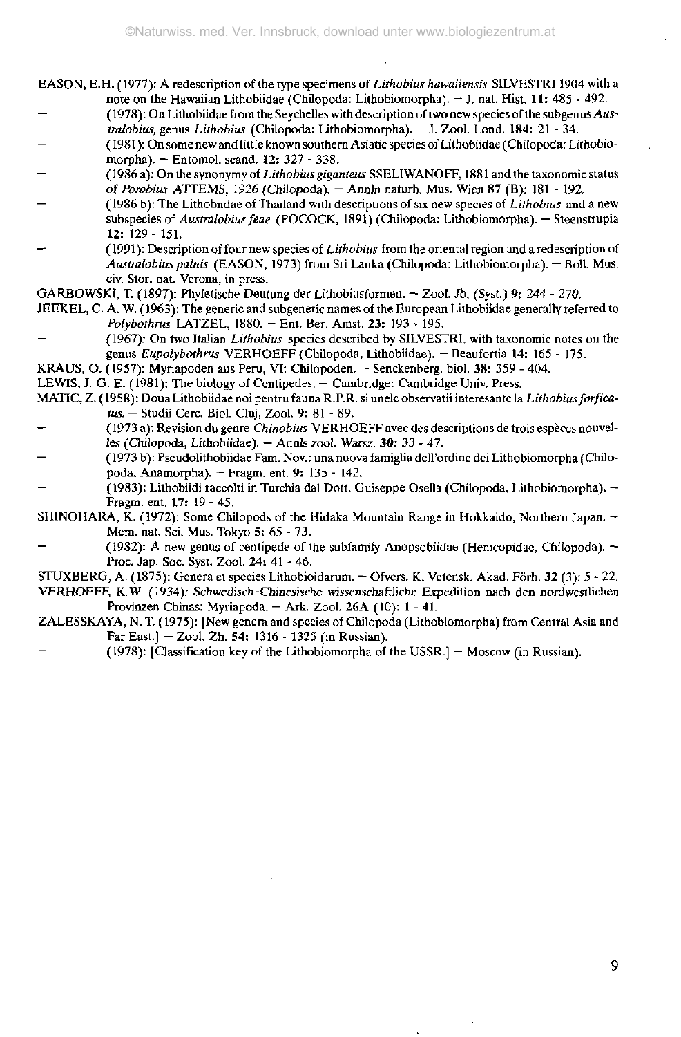EASON, E.H. (1977): A redescription of the type specimens of *Lithobius hawaiiensis* SILVESTRI 1904 with a note on the Hawaiian Lithobiidae (Chilopoda: Lithobiomorpha). — J. nat. Hist. **11:** 485 - 492.

— (1978): On Lithobiidae from the Seychelles with description of two new species of the subgenus *Australobius*, genus *Lithobius* (Chilopoda: Lithobiomorpha). — J. Zool. Lond. **184:** 21 - 34.

— (1981): On some new and little known southern Asiatic species of Lithobiidae (Chilopoda: Lithobiomorpha). — Entomol. scand. **12:** 327 - 338.

— (1986 a): On the synonymy of *Lithobius giganteus* SSELIWANOFF, 1881 and the taxonomic status of *Porobius* ATTEMS, 1926 (Chilopoda). — Annln naturh. Mus. Wien **87** (B): 181 - 192.

— (1986 b): The Lithobiidae of Thailand with descriptions of six new species of *Lithobius* and a new subspecies of *Australobius feae* (POCOCK, 1891) (Chilopoda: Lithobiomorpha). — Steenstrupia **12:** 129 - 151.

— (1991): Description of four new species of *Lithobius* from the oriental region and a redescription of *Australobius palnis* (EASON, 1973) from Sri Lanka (Chilopoda: Lithobiomorpha). — Boll. Mus. civ. Stor. nat. Verona, in press.

GARBOWSKI, T. (1897): Phyletische Deutung der Lithobiusformen. — Zool. Jb. (Syst.) *9: 244 - 270.*

JEEKEL, C. A. W. (1963): The generic and subgeneric names of the European Lithobiidae generally referred to *Polybothrus* LATZEL, 1880. — Ent. Ber. Amst. **23:** 193 - 195.

— (1967): On two Italian *Lithobius* species described by SILVESTRI, with taxonomic notes on the genus *Eupolybothrus* VERHOEFF (Chilopoda, Lithobiidae). — Beaufortia **14:** 165 - 175.

KRAUS, O. (1957): Myriapoden aus Peru, VI: Chilopoden. — Senckenberg. biol. **38:** 359 - 404.

LEWIS, J. G. E. (1981): The biology of Centipedes. — Cambridge: Cambridge Univ. Press.

MATIC, Z. (1958): Doua Lithobiidae noi pentru fauna R.P.R. si unele observatii interesante la *Lithobius forficatus*. — Studii Cerc. Biol. Cluj, Zool. **9:** 81 - 89.

— (1973 a): Revision du genre *Chinobius* VERHOEFF avec des descriptions de trois espèces nouvelles (Chilopoda, Lithobiidae). — Annls zool. Warsz. **30:** 33 - 47.

— (1973 b): Pseudolithobiidae Fam. Nov.: una nuova famiglia dell'ordine dei Lithobiomorpha (Chilopoda, Anamorpha). — Fragm. ent. **9:** 135 - 142.

— (1983): Lithobiidi raccolti in Turchia dal Dott. Guiseppe Osella (Chilopoda, Lithobiomorpha). — Fragm. ent. **17:** 19 - 45.

SHINOHARA, K. (1972): Some Chilopods of the Hidaka Mountain Range in Hokkaido, Northern Japan. — Mem. nat. Sci. Mus. Tokyo **5:** 65 - 73.

— (1982): A new genus of centipede of the subfamily Anopsobiidae (Henicopidae, Chilopoda). — Proc. Jap. Soc. Syst. Zool. **24:** 41 - 46.

STUXBERG, A. (1875): Genera et species Lithobioidarum. — Öfvers. K. Vetensk. Akad. Förh. **32** (3): 5 - 22.

VERHOEFF, K.W. (1934): *Schwedisch-Chinesische wissenschaftliche Expedition nach den nordwestlichen* Provinzen Chinas: Myriapoda. — Ark. Zool. **26A** (10): 1 - 41.

ZALESSKAYA, N. T. (1975): [New genera and species of Chilopoda (Lithobiomorpha) from Central Asia and Far East.] — Zool. Zh. **54:** 1316 - 1325 (in Russian).

— (1978): [Classification key of the Lithobiomorpha of the USSR.] — Moscow (in Russian).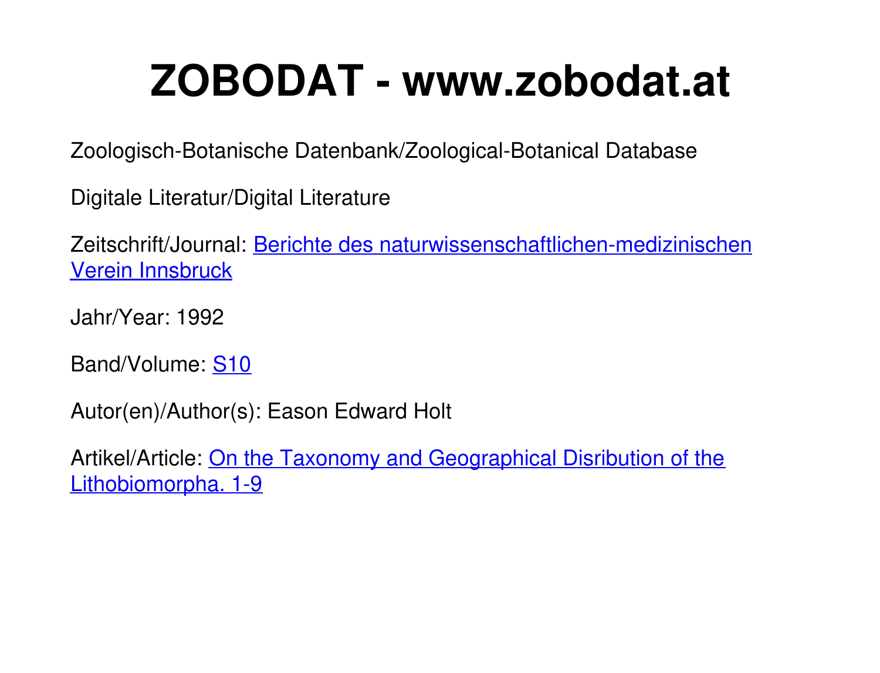# ZOBODAT - www.zobodat.at

Zoologisch-Botanische Datenbank/Zoological-Botanical Database

Digitale Literatur/Digital Literature

Zeitschrift/Journal: Berichte des naturwissenschaftlichen-medizinischen Verein Innsbruck

Jahr/Year: 1992

Band/Volume: S10

Autor(en)/Author(s): Eason Edward Holt

Artikel/Article: On the Taxonomy and Geographical Disribution of the Lithobiomorpha. 1-9